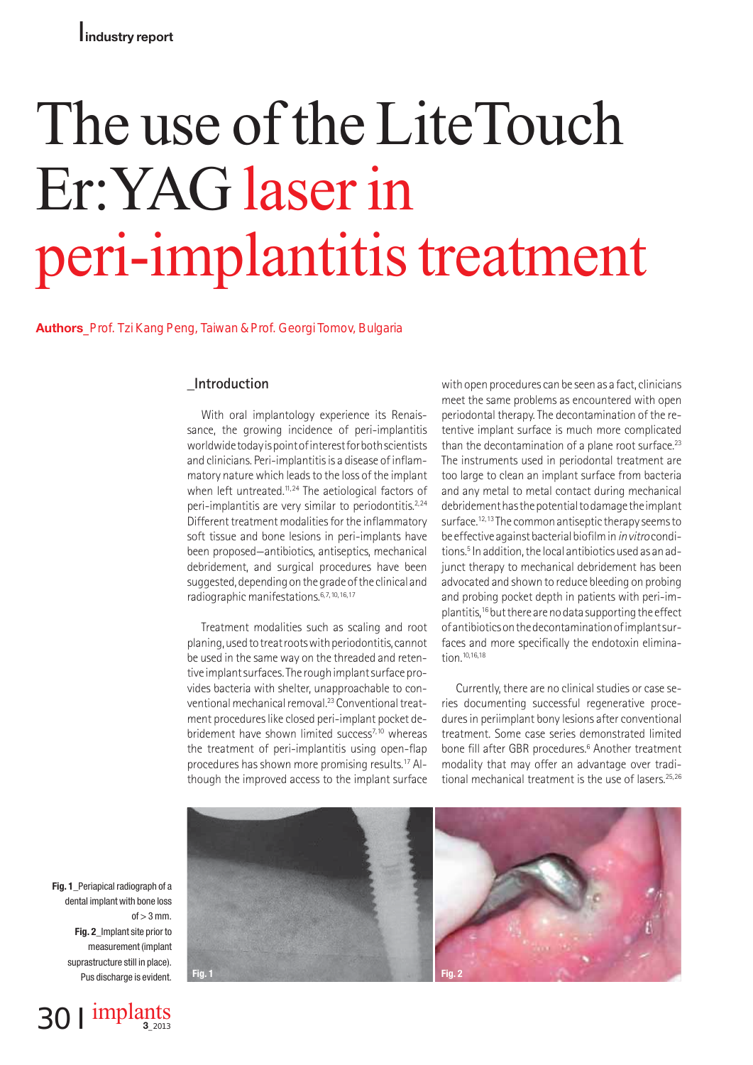# The use of the LiteTouch Er:YAG laser in peri-implantitis treatment

**Authors**_Prof. Tzi Kang Peng, Taiwan & Prof. Georgi Tomov, Bulgaria

## _Introduction

With oral implantology experience its Renaissance, the growing incidence of peri-implantitis worldwide today is point of interest for both scientists and clinicians. Peri-implantitis is a disease of inflammatory nature which leads to the loss of the implant when left untreated.[11,24] The aetiological factors of peri-implantitis are very similar to periodontitis.[2,24] Different treatment modalities for the inflammatory soft tissue and bone lesions in peri-implants have been proposed—antibiotics, antiseptics, mechanical debridement, and surgical procedures have been suggested, depending on the grade of the clinical and radiographic manifestations.[6,7,10,16,17]

Treatment modalities such as scaling and root planing, used to treat roots with periodontitis, cannot be used in the same way on the threaded and retentive implant surfaces. The rough implant surface provides bacteria with shelter, unapproachable to conventional mechanical removal.[23] Conventional treatment procedures like closed peri-implant pocket debridement have shown limited success[7,10] whereas the treatment of peri-implantitis using open-flap procedures has shown more promising results.[17] Although the improved access to the implant surface with open procedures can be seen as a fact, clinicians meet the same problems as encountered with open periodontal therapy. The decontamination of the retentive implant surface is much more complicated than the decontamination of a plane root surface.[23] The instruments used in periodontal treatment are too large to clean an implant surface from bacteria and any metal to metal contact during mechanical debridement has the potential to damage the implant surface.[12,13] The common antiseptic therapy seems to be effective against bacterial biofilm in *in vitro* conditions.[5] In addition, the local antibiotics used as an adjunct therapy to mechanical debridement has been advocated and shown to reduce bleeding on probing and probing pocket depth in patients with peri-implantitis,[16] but there are no data supporting the effect of antibiotics on the decontamination of implant surfaces and more specifically the endotoxin elimination.[10,16,18]

Currently, there are no clinical studies or case series documenting successful regenerative procedures in periimplant bony lesions after conventional treatment. Some case series demonstrated limited bone fill after GBR procedures.[6] Another treatment modality that may offer an advantage over traditional mechanical treatment is the use of lasers.[25,26]

**Fig. 1**_Periapical radiograph of a dental implant with bone loss of > 3 mm.
**Fig. 2**_Implant site prior to measurement (implant suprastructure still in place). Pus discharge is evident.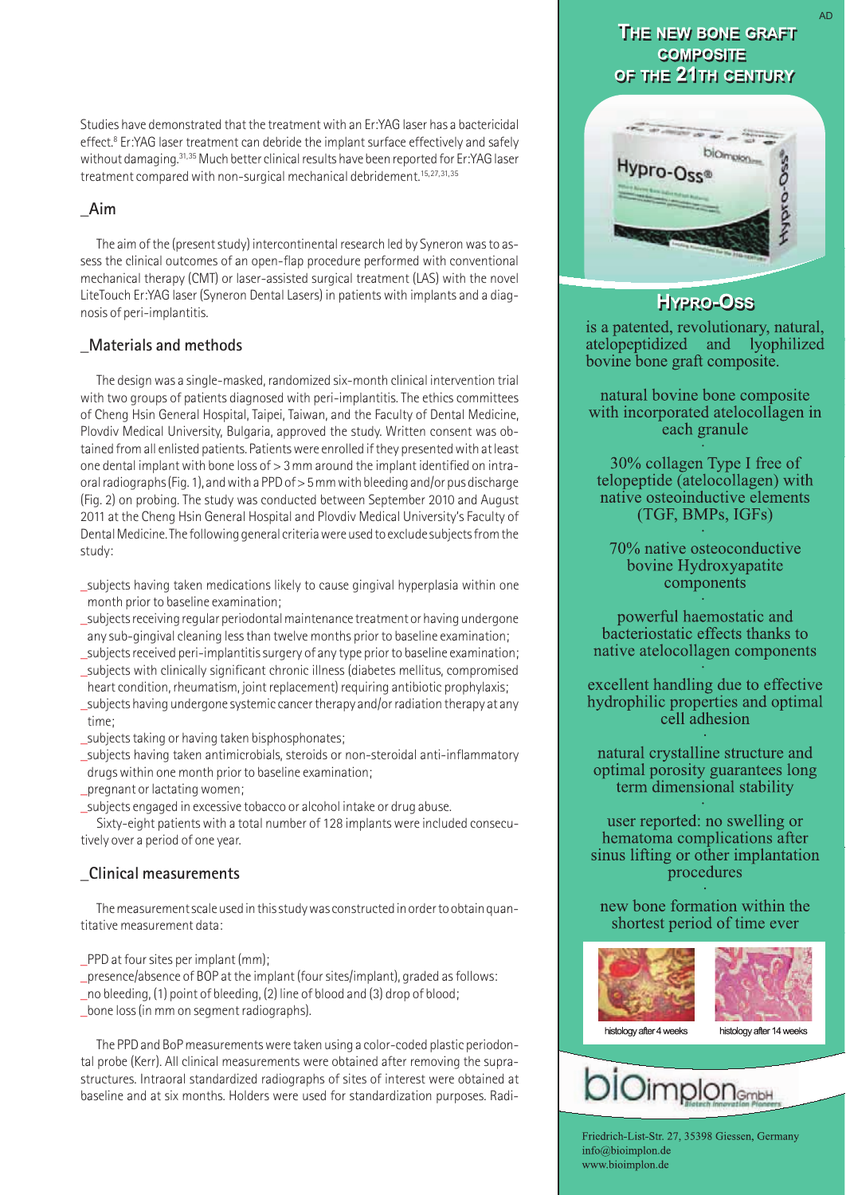Studies have demonstrated that the treatment with an Er:YAG laser has a bactericidal effect.[8] Er:YAG laser treatment can debride the implant surface effectively and safely without damaging.[31,35] Much better clinical results have been reported for Er:YAG laser treatment compared with non-surgical mechanical debridement.[15,27,31,35]

## _Aim

The aim of the (present study) intercontinental research led by Syneron was to assess the clinical outcomes of an open-flap procedure performed with conventional mechanical therapy (CMT) or laser-assisted surgical treatment (LAS) with the novel LiteTouch Er:YAG laser (Syneron Dental Lasers) in patients with implants and a diagnosis of peri-implantitis.

## _Materials and methods

The design was a single-masked, randomized six-month clinical intervention trial with two groups of patients diagnosed with peri-implantitis. The ethics committees of Cheng Hsin General Hospital, Taipei, Taiwan, and the Faculty of Dental Medicine, Plovdiv Medical University, Bulgaria, approved the study. Written consent was obtained from all enlisted patients. Patients were enrolled if they presented with at least one dental implant with bone loss of > 3 mm around the implant identified on intraoral radiographs (Fig. 1), and with a PPD of > 5 mm with bleeding and/or pus discharge (Fig. 2) on probing. The study was conducted between September 2010 and August 2011 at the Cheng Hsin General Hospital and Plovdiv Medical University's Faculty of Dental Medicine. The following general criteria were used to exclude subjects from the study:

_subjects having taken medications likely to cause gingival hyperplasia within one month prior to baseline examination;
_subjects receiving regular periodontal maintenance treatment or having undergone any sub-gingival cleaning less than twelve months prior to baseline examination;
_subjects received peri-implantitis surgery of any type prior to baseline examination;
_subjects with clinically significant chronic illness (diabetes mellitus, compromised heart condition, rheumatism, joint replacement) requiring antibiotic prophylaxis;
_subjects having undergone systemic cancer therapy and/or radiation therapy at any time;
_subjects taking or having taken bisphosphonates;
_subjects having taken antimicrobials, steroids or non-steroidal anti-inflammatory drugs within one month prior to baseline examination;
_pregnant or lactating women;
_subjects engaged in excessive tobacco or alcohol intake or drug abuse.

Sixty-eight patients with a total number of 128 implants were included consecutively over a period of one year.

## _Clinical measurements

The measurement scale used in this study was constructed in order to obtain quantitative measurement data:

_PPD at four sites per implant (mm);
_presence/absence of BOP at the implant (four sites/implant), graded as follows:
_no bleeding, (1) point of bleeding, (2) line of blood and (3) drop of blood;
_bone loss (in mm on segment radiographs).

The PPD and BoP measurements were taken using a color-coded plastic periodontal probe (Kerr). All clinical measurements were obtained after removing the suprastructures. Intraoral standardized radiographs of sites of interest were obtained at baseline and at six months. Holders were used for standardization purposes. Radi-

AD

**THE NEW BONE GRAFT COMPOSITE OF THE 21TH CENTURY**

**HYPRO-OSS**

is a patented, revolutionary, natural, atelopeptidized and lyophilized bovine bone graft composite.

natural bovine bone composite with incorporated atelocollagen in each granule

30% collagen Type I free of telopeptide (atelocollagen) with native osteoinductive elements (TGF, BMPs, IGFs)

70% native osteoconductive bovine Hydroxyapatite components

powerful haemostatic and bacteriostatic effects thanks to native atelocollagen components

excellent handling due to effective hydrophilic properties and optimal cell adhesion

natural crystalline structure and optimal porosity guarantees long term dimensional stability

user reported: no swelling or hematoma complications after sinus lifting or other implantation procedures

new bone formation within the shortest period of time ever

histology after 4 weeks

histology after 14 weeks

bioimplon GmbH

Friedrich-List-Str. 27, 35398 Giessen, Germany
info@bioimplon.de
www.bioimplon.de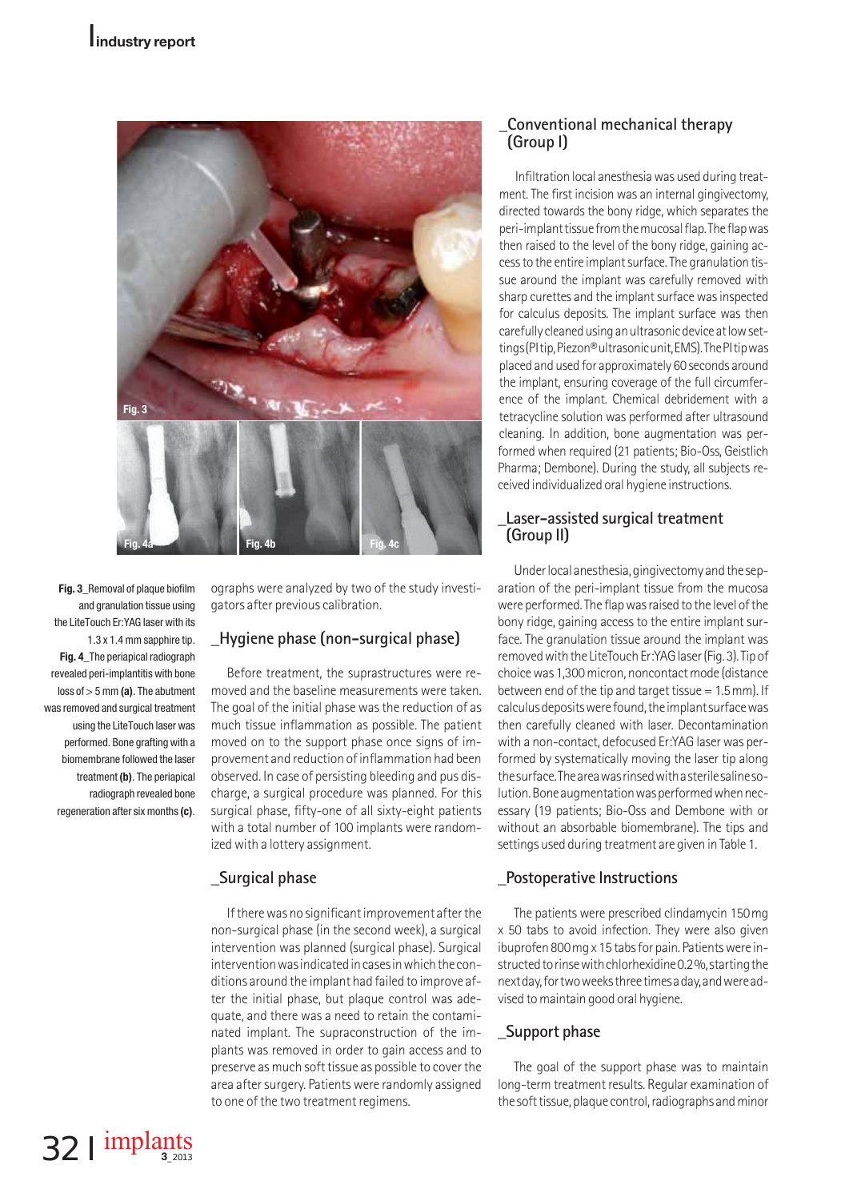Fig. 3_Removal of plaque biofilm and granulation tissue using the LiteTouch Er:YAG laser with its 1.3 x 1.4 mm sapphire tip.
**Fig. 4**_The periapical radiograph revealed peri-implantitis with bone loss of > 5 mm **(a)**. The abutment was removed and surgical treatment using the LiteTouch laser was performed. Bone grafting with a biomembrane followed the laser treatment **(b)**. The periapical radiograph revealed bone regeneration after six months **(c)**.

ographs were analyzed by two of the study investigators after previous calibration.

## _Hygiene phase (non-surgical phase)

Before treatment, the suprastructures were removed and the baseline measurements were taken. The goal of the initial phase was the reduction of as much tissue inflammation as possible. The patient moved on to the support phase once signs of improvement and reduction of inflammation had been observed. In case of persisting bleeding and pus discharge, a surgical procedure was planned. For this surgical phase, fifty-one of all sixty-eight patients with a total number of 100 implants were randomized with a lottery assignment.

## _Surgical phase

If there was no significant improvement after the non-surgical phase (in the second week), a surgical intervention was planned (surgical phase). Surgical intervention was indicated in cases in which the conditions around the implant had failed to improve after the initial phase, but plaque control was adequate, and there was a need to retain the contaminated implant. The supraconstruction of the implants was removed in order to gain access and to preserve as much soft tissue as possible to cover the area after surgery. Patients were randomly assigned to one of the two treatment regimens.

## _Conventional mechanical therapy (Group I)

Infiltration local anesthesia was used during treatment. The first incision was an internal gingivectomy, directed towards the bony ridge, which separates the peri-implant tissue from the mucosal flap. The flap was then raised to the level of the bony ridge, gaining access to the entire implant surface. The granulation tissue around the implant was carefully removed with sharp curettes and the implant surface was inspected for calculus deposits. The implant surface was then carefully cleaned using an ultrasonic device at low settings (PI tip, Piezon® ultrasonic unit, EMS). The PI tip was placed and used for approximately 60 seconds around the implant, ensuring coverage of the full circumference of the implant. Chemical debridement with a tetracycline solution was performed after ultrasound cleaning. In addition, bone augmentation was performed when required (21 patients; Bio-Oss, Geistlich Pharma; Dembone). During the study, all subjects received individualized oral hygiene instructions.

## _Laser-assisted surgical treatment (Group II)

Under local anesthesia, gingivectomy and the separation of the peri-implant tissue from the mucosa were performed. The flap was raised to the level of the bony ridge, gaining access to the entire implant surface. The granulation tissue around the implant was removed with the LiteTouch Er:YAG laser (Fig. 3). Tip of choice was 1,300 micron, noncontact mode (distance between end of the tip and target tissue = 1.5 mm). If calculus deposits were found, the implant surface was then carefully cleaned with laser. Decontamination with a non-contact, defocused Er:YAG laser was performed by systematically moving the laser tip along the surface. The area was rinsed with a sterile saline solution. Bone augmentation was performed when necessary (19 patients; Bio-Oss and Dembone with or without an absorbable biomembrane). The tips and settings used during treatment are given in Table 1.

## _Postoperative Instructions

The patients were prescribed clindamycin 150 mg x 50 tabs to avoid infection. They were also given ibuprofen 800 mg x 15 tabs for pain. Patients were instructed to rinse with chlorhexidine 0.2 %, starting the next day, for two weeks three times a day, and were advised to maintain good oral hygiene.

## _Support phase

The goal of the support phase was to maintain long-term treatment results. Regular examination of the soft tissue, plaque control, radiographs and minor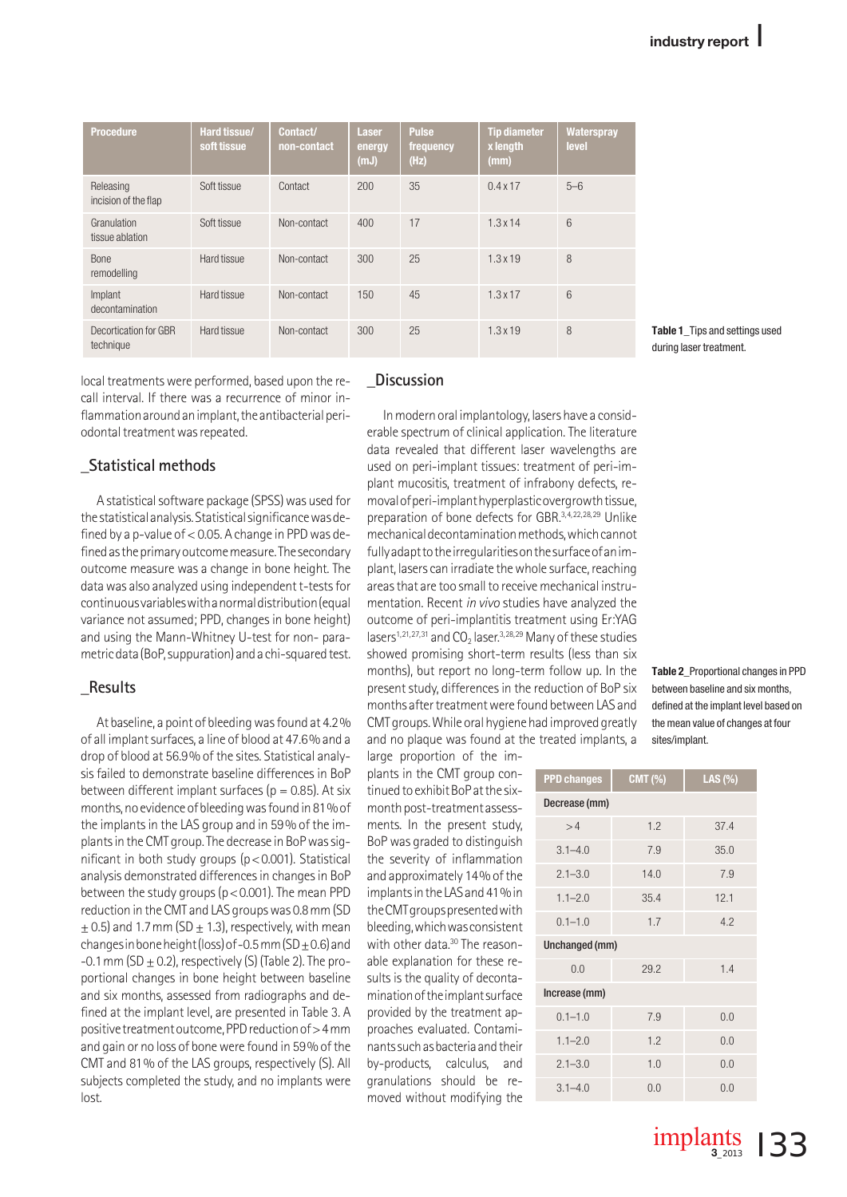| Procedure | Hard tissue/ soft tissue | Contact/ non-contact | Laser energy (mJ) | Pulse frequency (Hz) | Tip diameter x length (mm) | Waterspray level |
|---|---|---|---|---|---|---|
| Releasing incision of the flap | Soft tissue | Contact | 200 | 35 | 0.4 x 17 | 5–6 |
| Granulation tissue ablation | Soft tissue | Non-contact | 400 | 17 | 1.3 x 14 | 6 |
| Bone remodelling | Hard tissue | Non-contact | 300 | 25 | 1.3 x 19 | 8 |
| Implant decontamination | Hard tissue | Non-contact | 150 | 45 | 1.3 x 17 | 6 |
| Decortication for GBR technique | Hard tissue | Non-contact | 300 | 25 | 1.3 x 19 | 8 |

**Table 1**_Tips and settings used during laser treatment.

local treatments were performed, based upon the recall interval. If there was a recurrence of minor inflammation around an implant, the antibacterial periodontal treatment was repeated.

## _Statistical methods

A statistical software package (SPSS) was used for the statistical analysis. Statistical significance was defined by a p-value of $< 0.05$. A change in PPD was defined as the primary outcome measure. The secondary outcome measure was a change in bone height. The data was also analyzed using independent t-tests for continuous variables with a normal distribution (equal variance not assumed; PPD, changes in bone height) and using the Mann-Whitney U-test for non-parametric data (BoP, suppuration) and a chi-squared test.

## _Results

At baseline, a point of bleeding was found at 4.2% of all implant surfaces, a line of blood at 47.6% and a drop of blood at 56.9% of the sites. Statistical analysis failed to demonstrate baseline differences in BoP between different implant surfaces ($p = 0.85$). At six months, no evidence of bleeding was found in 81% of the implants in the LAS group and in 59% of the implants in the CMT group. The decrease in BoP was significant in both study groups ($p < 0.001$). Statistical analysis demonstrated differences in changes in BoP between the study groups ($p < 0.001$). The mean PPD reduction in the CMT and LAS groups was 0.8 mm (SD $\pm$ 0.5) and 1.7 mm (SD $\pm$ 1.3), respectively, with mean changes in bone height (loss) of -0.5 mm (SD $\pm$ 0.6) and -0.1 mm (SD $\pm$ 0.2), respectively (S) (Table 2). The proportional changes in bone height between baseline and six months, assessed from radiographs and defined at the implant level, are presented in Table 3. A positive treatment outcome, PPD reduction of > 4 mm and gain or no loss of bone were found in 59% of the CMT and 81% of the LAS groups, respectively (S). All subjects completed the study, and no implants were lost.

## _Discussion

In modern oral implantology, lasers have a considerable spectrum of clinical application. The literature data revealed that different laser wavelengths are used on peri-implant tissues: treatment of peri-implant mucositis, treatment of infrabony defects, removal of peri-implant hyperplastic overgrowth tissue, preparation of bone defects for GBR.[3,4,22,28,29] Unlike mechanical decontamination methods, which cannot fully adapt to the irregularities on the surface of an implant, lasers can irradiate the whole surface, reaching areas that are too small to receive mechanical instrumentation. Recent *in vivo* studies have analyzed the outcome of peri-implantitis treatment using Er:YAG lasers[1,21,27,31] and $CO_2$ laser.[3,28,29] Many of these studies showed promising short-term results (less than six months), but report no long-term follow up. In the present study, differences in the reduction of BoP six months after treatment were found between LAS and CMT groups. While oral hygiene had improved greatly and no plaque was found at the treated implants, a large proportion of the implants in the CMT group continued to exhibit BoP at the six-month post-treatment assessments. In the present study, BoP was graded to distinguish the severity of inflammation and approximately 14% of the implants in the LAS and 41% in the CMT groups presented with bleeding, which was consistent with other data.[30] The reasonable explanation for these results is the quality of decontamination of the implant surface provided by the treatment approaches evaluated. Contaminants such as bacteria and their by-products, calculus, and granulations should be removed without modifying the

**Table 2**_Proportional changes in PPD between baseline and six months, defined at the implant level based on the mean value of changes at four sites/implant.

| PPD changes | CMT (%) | LAS (%) |
|---|---|---|
| Decrease (mm) | | |
| > 4 | 1.2 | 37.4 |
| 3.1–4.0 | 7.9 | 35.0 |
| 2.1–3.0 | 14.0 | 7.9 |
| 1.1–2.0 | 35.4 | 12.1 |
| 0.1–1.0 | 1.7 | 4.2 |
| Unchanged (mm) | | |
| 0.0 | 29.2 | 1.4 |
| Increase (mm) | | |
| 0.1–1.0 | 7.9 | 0.0 |
| 1.1–2.0 | 1.2 | 0.0 |
| 2.1–3.0 | 1.0 | 0.0 |
| 3.1–4.0 | 0.0 | 0.0 |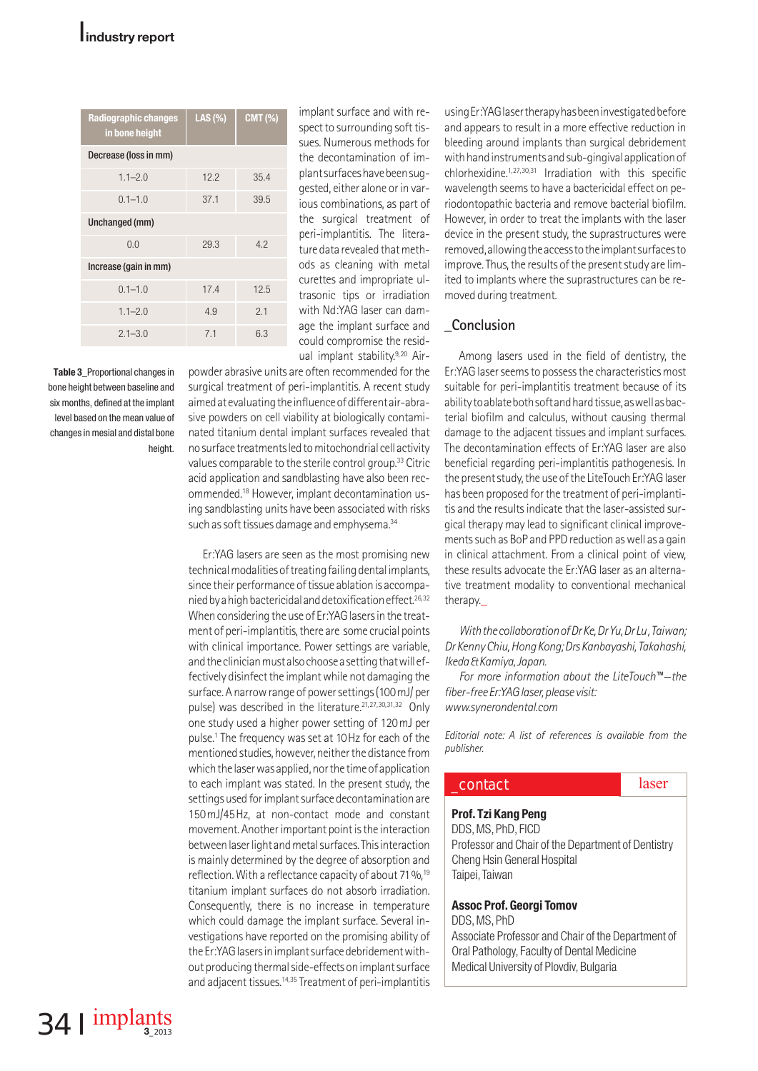| Radiographic changes in bone height | LAS (%) | CMT (%) |
|---|---|---|
| Decrease (loss in mm) | | |
| 1.1–2.0 | 12.2 | 35.4 |
| 0.1–1.0 | 37.1 | 39.5 |
| Unchanged (mm) | | |
| 0.0 | 29.3 | 4.2 |
| Increase (gain in mm) | | |
| 0.1–1.0 | 17.4 | 12.5 |
| 1.1–2.0 | 4.9 | 2.1 |
| 2.1–3.0 | 7.1 | 6.3 |

**Table 3**_Proportional changes in bone height between baseline and six months, defined at the implant level based on the mean value of changes in mesial and distal bone height.

implant surface and with respect to surrounding soft tissues. Numerous methods for the decontamination of implant surfaces have been suggested, either alone or in various combinations, as part of the surgical treatment of peri-implantitis. The literature data revealed that methods as cleaning with metal curettes and appropriate ultrasonic tips or irradiation with Nd:YAG laser can damage the implant surface and could compromise the residual implant stability.[9,20] Air-powder abrasive units are often recommended for the surgical treatment of peri-implantitis. A recent study aimed at evaluating the influence of different air-abrasive powders on cell viability at biologically contaminated titanium dental implant surfaces revealed that no surface treatments led to mitochondrial cell activity values comparable to the sterile control group.[33] Citric acid application and sandblasting have also been recommended.[18] However, implant decontamination using sandblasting units have been associated with risks such as soft tissues damage and emphysema.[34]

Er:YAG lasers are seen as the most promising new technical modalities of treating failing dental implants, since their performance of tissue ablation is accompanied by a high bactericidal and detoxification effect.[26,32] When considering the use of Er:YAG lasers in the treatment of peri-implantitis, there are some crucial points with clinical importance. Power settings are variable, and the clinician must also choose a setting that will effectively disinfect the implant while not damaging the surface. A narrow range of power settings (100 mJ/ per pulse) was described in the literature.[21,27,30,31,32] Only one study used a higher power setting of 120 mJ per pulse.[1] The frequency was set at 10 Hz for each of the mentioned studies, however, neither the distance from which the laser was applied, nor the time of application to each implant was stated. In the present study, the settings used for implant surface decontamination are 150 mJ/45 Hz, at non-contact mode and constant movement. Another important point is the interaction between laser light and metal surfaces. This interaction is mainly determined by the degree of absorption and reflection. With a reflectance capacity of about 71 %,[19] titanium implant surfaces do not absorb irradiation. Consequently, there is no increase in temperature which could damage the implant surface. Several investigations have reported on the promising ability of the Er:YAG lasers in implant surface debridement without producing thermal side-effects on implant surface and adjacent tissues.[14,35] Treatment of peri-implantitis using Er:YAG laser therapy has been investigated before and appears to result in a more effective reduction in bleeding around implants than surgical debridement with hand instruments and sub-gingival application of chlorhexidine.[1,27,30,31] Irradiation with this specific wavelength seems to have a bactericidal effect on periodontopathic bacteria and remove bacterial biofilm. However, in order to treat the implants with the laser device in the present study, the suprastructures were removed, allowing the access to the implant surfaces to improve. Thus, the results of the present study are limited to implants where the suprastructures can be removed during treatment.

## _Conclusion

Among lasers used in the field of dentistry, the Er:YAG laser seems to possess the characteristics most suitable for peri-implantitis treatment because of its ability to ablate both soft and hard tissue, as well as bacterial biofilm and calculus, without causing thermal damage to the adjacent tissues and implant surfaces. The decontamination effects of Er:YAG laser are also beneficial regarding peri-implantitis pathogenesis. In the present study, the use of the LiteTouch Er:YAG laser has been proposed for the treatment of peri-implantitis and the results indicate that the laser-assisted surgical therapy may lead to significant clinical improvements such as BoP and PPD reduction as well as a gain in clinical attachment. From a clinical point of view, these results advocate the Er:YAG laser as an alternative treatment modality to conventional mechanical therapy._

*With the collaboration of Dr Ke, Dr Yu, Dr Lu, Taiwan; Dr Kenny Chiu, Hong Kong; Drs Kanbayashi, Takahashi, Ikeda & Kamiya, Japan.*

*For more information about the LiteTouch™—the fiber-free Er:YAG laser, please visit: www.synerondental.com*

*Editorial note: A list of references is available from the publisher.*

## _contact — laser

**Prof. Tzi Kang Peng**
DDS, MS, PhD, FICD
Professor and Chair of the Department of Dentistry
Cheng Hsin General Hospital
Taipei, Taiwan

**Assoc Prof. Georgi Tomov**
DDS, MS, PhD
Associate Professor and Chair of the Department of Oral Pathology, Faculty of Dental Medicine
Medical University of Plovdiv, Bulgaria